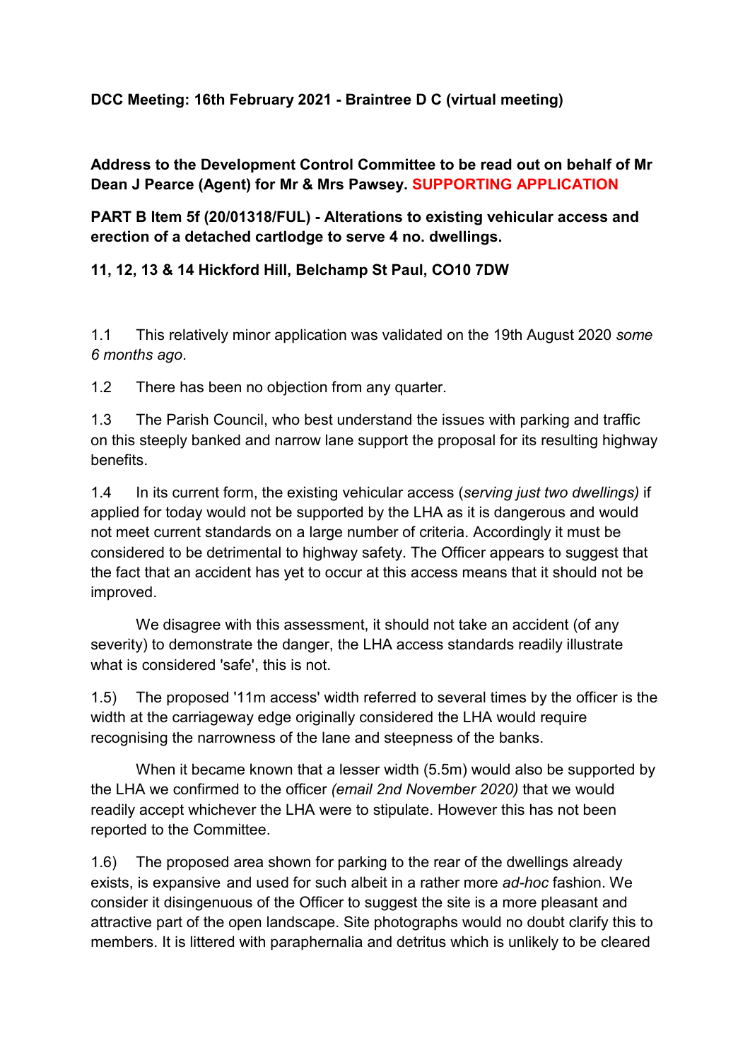**DCC Meeting: 16th February 2021 - Braintree D C (virtual meeting)**

**Address to the Development Control Committee to be read out on behalf of Mr Dean J Pearce (Agent) for Mr & Mrs Pawsey. SUPPORTING APPLICATION**

**PART B Item 5f (20/01318/FUL) - Alterations to existing vehicular access and erection of a detached cartlodge to serve 4 no. dwellings.**

**11, 12, 13 & 14 Hickford Hill, Belchamp St Paul, CO10 7DW**

1.1 This relatively minor application was validated on the 19th August 2020 *some 6 months ago*.

1.2 There has been no objection from any quarter.

1.3 The Parish Council, who best understand the issues with parking and traffic on this steeply banked and narrow lane support the proposal for its resulting highway benefits.

1.4 In its current form, the existing vehicular access (*serving just two dwellings)* if applied for today would not be supported by the LHA as it is dangerous and would not meet current standards on a large number of criteria. Accordingly it must be considered to be detrimental to highway safety. The Officer appears to suggest that the fact that an accident has yet to occur at this access means that it should not be improved.

We disagree with this assessment, it should not take an accident (of any severity) to demonstrate the danger, the LHA access standards readily illustrate what is considered 'safe', this is not.

1.5) The proposed '11m access' width referred to several times by the officer is the width at the carriageway edge originally considered the LHA would require recognising the narrowness of the lane and steepness of the banks.

When it became known that a lesser width (5.5m) would also be supported by the LHA we confirmed to the officer *(email 2nd November 2020)* that we would readily accept whichever the LHA were to stipulate. However this has not been reported to the Committee.

1.6) The proposed area shown for parking to the rear of the dwellings already exists, is expansive and used for such albeit in a rather more *ad-hoc* fashion. We consider it disingenuous of the Officer to suggest the site is a more pleasant and attractive part of the open landscape. Site photographs would no doubt clarify this to members. It is littered with paraphernalia and detritus which is unlikely to be cleared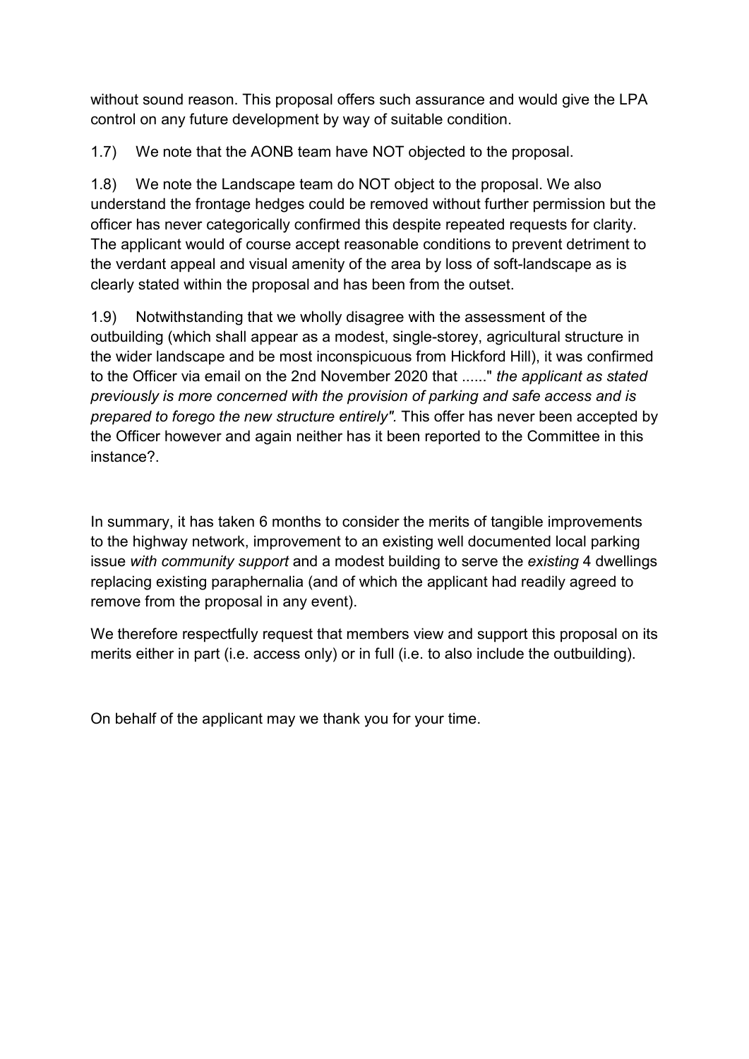without sound reason. This proposal offers such assurance and would give the LPA control on any future development by way of suitable condition.

1.7) We note that the AONB team have NOT objected to the proposal.

1.8) We note the Landscape team do NOT object to the proposal. We also understand the frontage hedges could be removed without further permission but the officer has never categorically confirmed this despite repeated requests for clarity. The applicant would of course accept reasonable conditions to prevent detriment to the verdant appeal and visual amenity of the area by loss of soft-landscape as is clearly stated within the proposal and has been from the outset.

1.9) Notwithstanding that we wholly disagree with the assessment of the outbuilding (which shall appear as a modest, single-storey, agricultural structure in the wider landscape and be most inconspicuous from Hickford Hill), it was confirmed to the Officer via email on the 2nd November 2020 that ......" *the applicant as stated previously is more concerned with the provision of parking and safe access and is prepared to forego the new structure entirely".* This offer has never been accepted by the Officer however and again neither has it been reported to the Committee in this instance?.

In summary, it has taken 6 months to consider the merits of tangible improvements to the highway network, improvement to an existing well documented local parking issue *with community support* and a modest building to serve the *existing* 4 dwellings replacing existing paraphernalia (and of which the applicant had readily agreed to remove from the proposal in any event).

We therefore respectfully request that members view and support this proposal on its merits either in part (i.e. access only) or in full (i.e. to also include the outbuilding).

On behalf of the applicant may we thank you for your time.